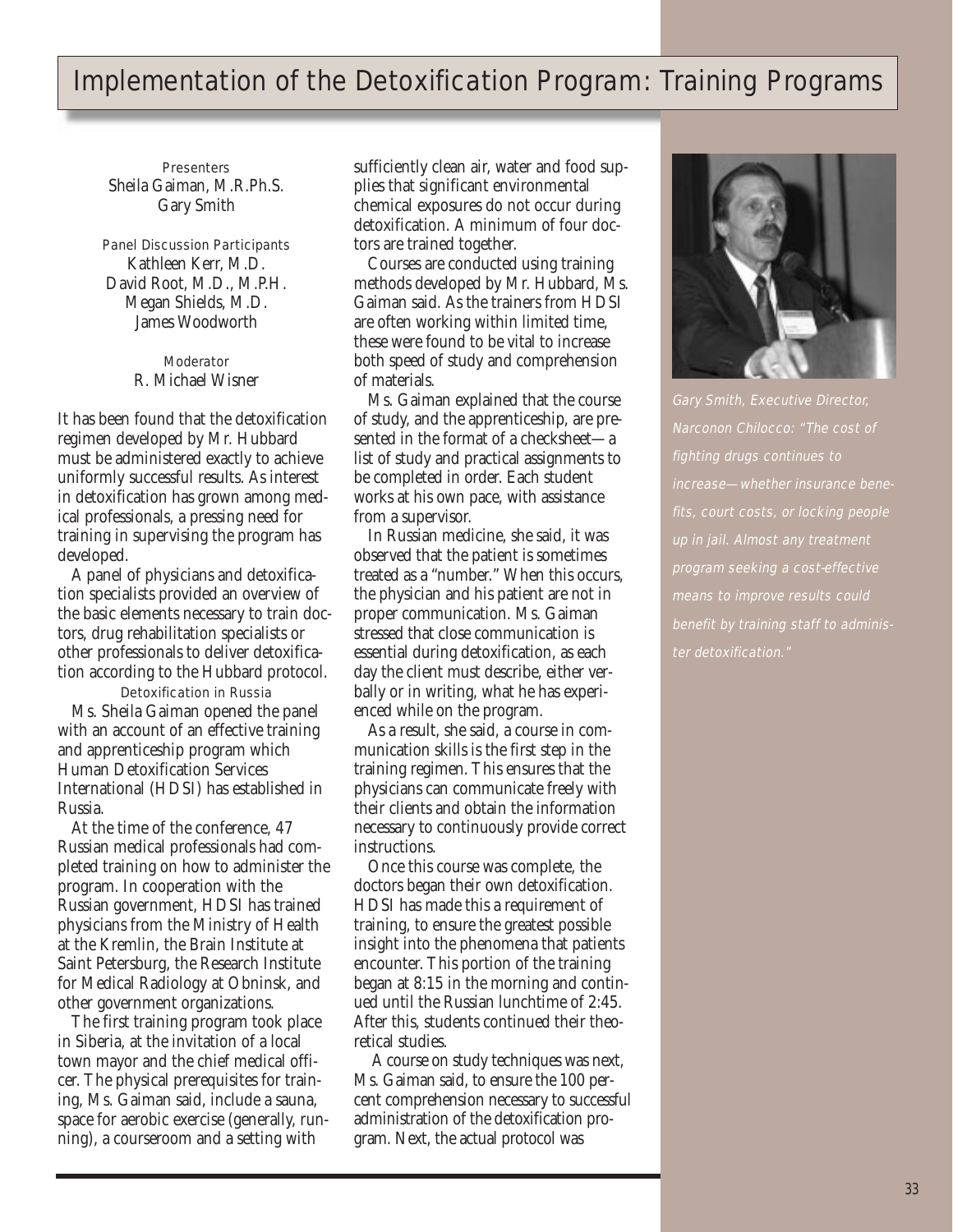# Implementation of the Detoxification Program: Training Programs

Presenters
Sheila Gaiman, M.R.Ph.S.
Gary Smith

Panel Discussion Participants
Kathleen Kerr, M.D.
David Root, M.D., M.P.H.
Megan Shields, M.D.
James Woodworth

Moderator
R. Michael Wisner

It has been found that the detoxification regimen developed by Mr. Hubbard must be administered exactly to achieve uniformly successful results. As interest in detoxification has grown among medical professionals, a pressing need for training in supervising the program has developed.

A panel of physicians and detoxification specialists provided an overview of the basic elements necessary to train doctors, drug rehabilitation specialists or other professionals to deliver detoxification according to the Hubbard protocol.

## Detoxification in Russia

Ms. Sheila Gaiman opened the panel with an account of an effective training and apprenticeship program which Human Detoxification Services International (HDSI) has established in Russia.

At the time of the conference, 47 Russian medical professionals had completed training on how to administer the program. In cooperation with the Russian government, HDSI has trained physicians from the Ministry of Health at the Kremlin, the Brain Institute at Saint Petersburg, the Research Institute for Medical Radiology at Obninsk, and other government organizations.

The first training program took place in Siberia, at the invitation of a local town mayor and the chief medical officer. The physical prerequisites for training, Ms. Gaiman said, include a sauna, space for aerobic exercise (generally, running), a courseroom and a setting with sufficiently clean air, water and food supplies that significant environmental chemical exposures do not occur during detoxification. A minimum of four doctors are trained together.

Courses are conducted using training methods developed by Mr. Hubbard, Ms. Gaiman said. As the trainers from HDSI are often working within limited time, these were found to be vital to increase both speed of study and comprehension of materials.

Ms. Gaiman explained that the course of study, and the apprenticeship, are presented in the format of a checksheet—a list of study and practical assignments to be completed in order. Each student works at his own pace, with assistance from a supervisor.

In Russian medicine, she said, it was observed that the patient is sometimes treated as a "number." When this occurs, the physician and his patient are not in proper communication. Ms. Gaiman stressed that close communication is essential during detoxification, as each day the client must describe, either verbally or in writing, what he has experienced while on the program.

As a result, she said, a course in communication skills is the first step in the training regimen. This ensures that the physicians can communicate freely with their clients and obtain the information necessary to continuously provide correct instructions.

Once this course was complete, the doctors began their own detoxification. HDSI has made this a requirement of training, to ensure the greatest possible insight into the phenomena that patients encounter. This portion of the training began at 8:15 in the morning and continued until the Russian lunchtime of 2:45. After this, students continued their theoretical studies.

A course on study techniques was next, Ms. Gaiman said, to ensure the 100 percent comprehension necessary to successful administration of the detoxification program. Next, the actual protocol was

Gary Smith, Executive Director, Narconon Chilocco: "The cost of fighting drugs continues to increase—whether insurance benefits, court costs, or locking people up in jail. Almost any treatment program seeking a cost-effective means to improve results could benefit by training staff to administer detoxification."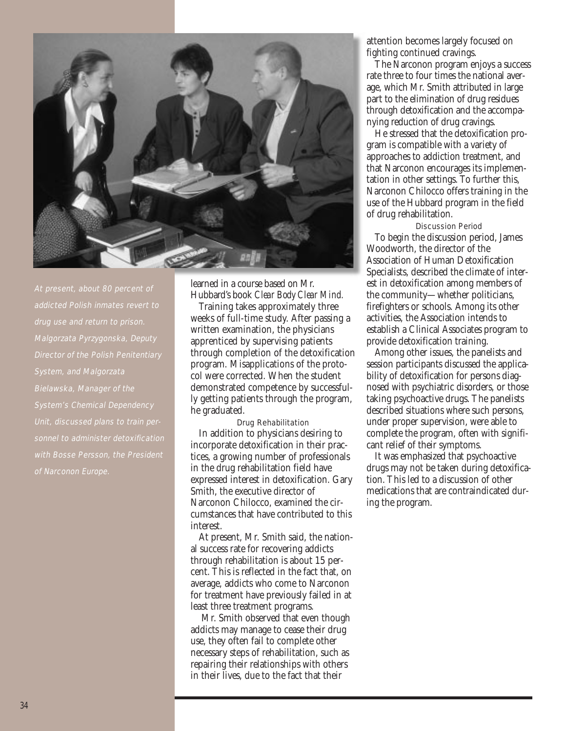At present, about 80 percent of addicted Polish inmates revert to drug use and return to prison. Malgorzata Pyrzygonska, Deputy Director of the Polish Penitentiary System, and Malgorzata Bielawska, Manager of the System's Chemical Dependency Unit, discussed plans to train personnel to administer detoxification with Bosse Persson, the President of Narconon Europe.

learned in a course based on Mr. Hubbard's book *Clear Body Clear Mind.*

Training takes approximately three weeks of full-time study. After passing a written examination, the physicians apprenticed by supervising patients through completion of the detoxification program. Misapplications of the protocol were corrected. When the student demonstrated competence by successfully getting patients through the program, he graduated.

### Drug Rehabilitation

In addition to physicians desiring to incorporate detoxification in their practices, a growing number of professionals in the drug rehabilitation field have expressed interest in detoxification. Gary Smith, the executive director of Narconon Chilocco, examined the circumstances that have contributed to this interest.

At present, Mr. Smith said, the national success rate for recovering addicts through rehabilitation is about 15 percent. This is reflected in the fact that, on average, addicts who come to Narconon for treatment have previously failed in at least three treatment programs.

Mr. Smith observed that even though addicts may manage to cease their drug use, they often fail to complete other necessary steps of rehabilitation, such as repairing their relationships with others in their lives, due to the fact that their attention becomes largely focused on fighting continued cravings.

The Narconon program enjoys a success rate three to four times the national average, which Mr. Smith attributed in large part to the elimination of drug residues through detoxification and the accompanying reduction of drug cravings.

He stressed that the detoxification program is compatible with a variety of approaches to addiction treatment, and that Narconon encourages its implementation in other settings. To further this, Narconon Chilocco offers training in the use of the Hubbard program in the field of drug rehabilitation.

### Discussion Period

To begin the discussion period, James Woodworth, the director of the Association of Human Detoxification Specialists, described the climate of interest in detoxification among members of the community—whether politicians, firefighters or schools. Among its other activities, the Association intends to establish a Clinical Associates program to provide detoxification training.

Among other issues, the panelists and session participants discussed the applicability of detoxification for persons diagnosed with psychiatric disorders, or those taking psychoactive drugs. The panelists described situations where such persons, under proper supervision, were able to complete the program, often with significant relief of their symptoms.

It was emphasized that psychoactive drugs may not be taken during detoxification. This led to a discussion of other medications that are contraindicated during the program.